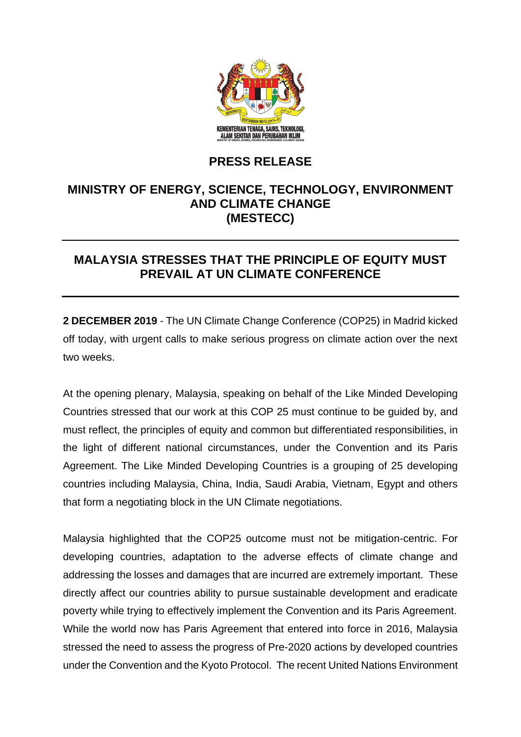## PRESS RELEASE

## MINISTRY OF ENERGY, SCIENCE, TECHNOLOGY, ENVIRONMENT AND CLIMATE CHANGE (MESTECC)

---

## MALAYSIA STRESSES THAT THE PRINCIPLE OF EQUITY MUST PREVAIL AT UN CLIMATE CONFERENCE

---

**2 DECEMBER 2019** - The UN Climate Change Conference (COP25) in Madrid kicked off today, with urgent calls to make serious progress on climate action over the next two weeks.

At the opening plenary, Malaysia, speaking on behalf of the Like Minded Developing Countries stressed that our work at this COP 25 must continue to be guided by, and must reflect, the principles of equity and common but differentiated responsibilities, in the light of different national circumstances, under the Convention and its Paris Agreement. The Like Minded Developing Countries is a grouping of 25 developing countries including Malaysia, China, India, Saudi Arabia, Vietnam, Egypt and others that form a negotiating block in the UN Climate negotiations.

Malaysia highlighted that the COP25 outcome must not be mitigation-centric. For developing countries, adaptation to the adverse effects of climate change and addressing the losses and damages that are incurred are extremely important. These directly affect our countries ability to pursue sustainable development and eradicate poverty while trying to effectively implement the Convention and its Paris Agreement. While the world now has Paris Agreement that entered into force in 2016, Malaysia stressed the need to assess the progress of Pre-2020 actions by developed countries under the Convention and the Kyoto Protocol. The recent United Nations Environment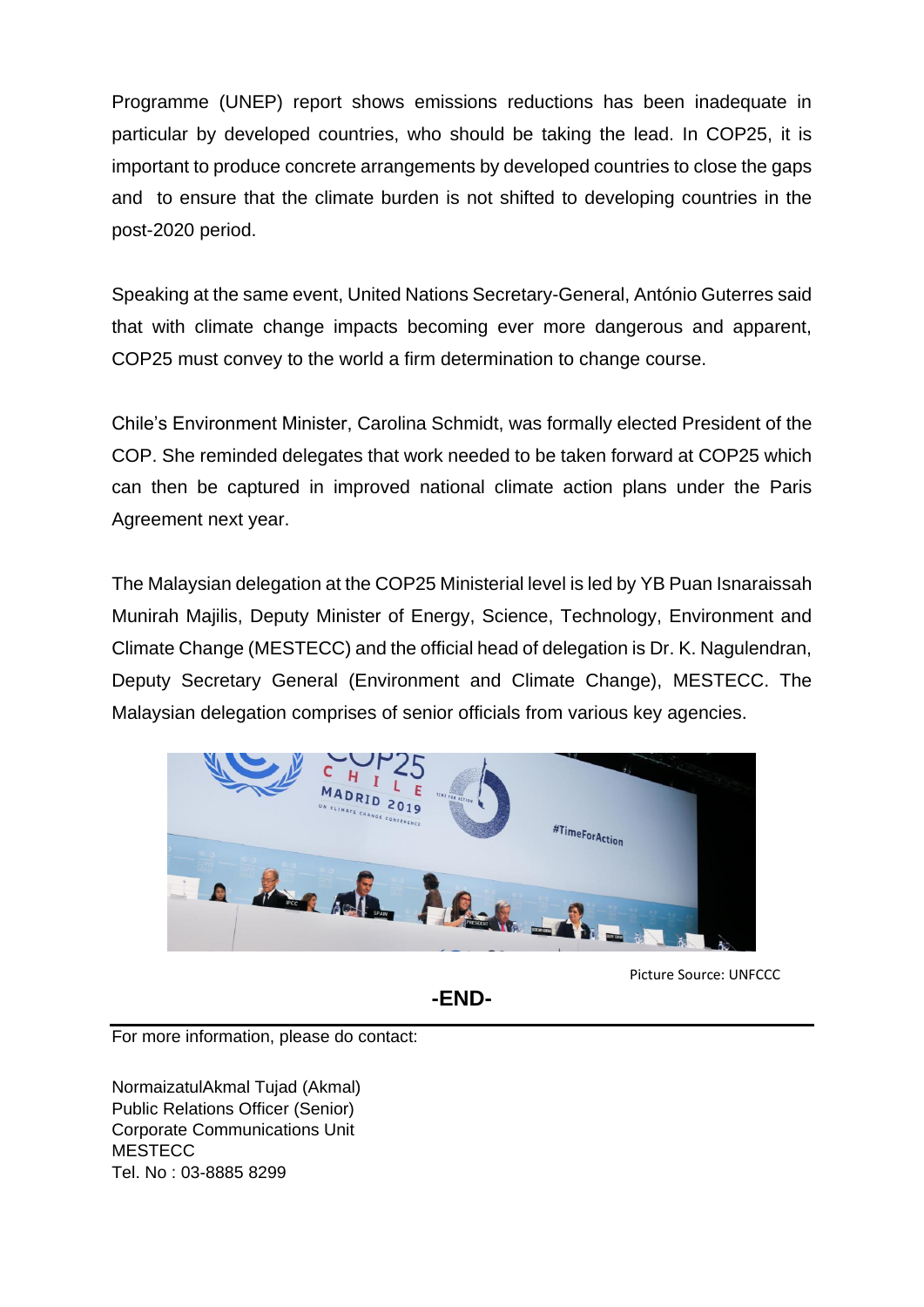Programme (UNEP) report shows emissions reductions has been inadequate in particular by developed countries, who should be taking the lead. In COP25, it is important to produce concrete arrangements by developed countries to close the gaps and to ensure that the climate burden is not shifted to developing countries in the post-2020 period.

Speaking at the same event, United Nations Secretary-General, António Guterres said that with climate change impacts becoming ever more dangerous and apparent, COP25 must convey to the world a firm determination to change course.

Chile's Environment Minister, Carolina Schmidt, was formally elected President of the COP. She reminded delegates that work needed to be taken forward at COP25 which can then be captured in improved national climate action plans under the Paris Agreement next year.

The Malaysian delegation at the COP25 Ministerial level is led by YB Puan Isnaraissah Munirah Majilis, Deputy Minister of Energy, Science, Technology, Environment and Climate Change (MESTECC) and the official head of delegation is Dr. K. Nagulendran, Deputy Secretary General (Environment and Climate Change), MESTECC. The Malaysian delegation comprises of senior officials from various key agencies.

Picture Source: UNFCCC

**-END-**

---

For more information, please do contact:

NormaizatulAkmal Tujad (Akmal)
Public Relations Officer (Senior)
Corporate Communications Unit
MESTECC
Tel. No : 03-8885 8299